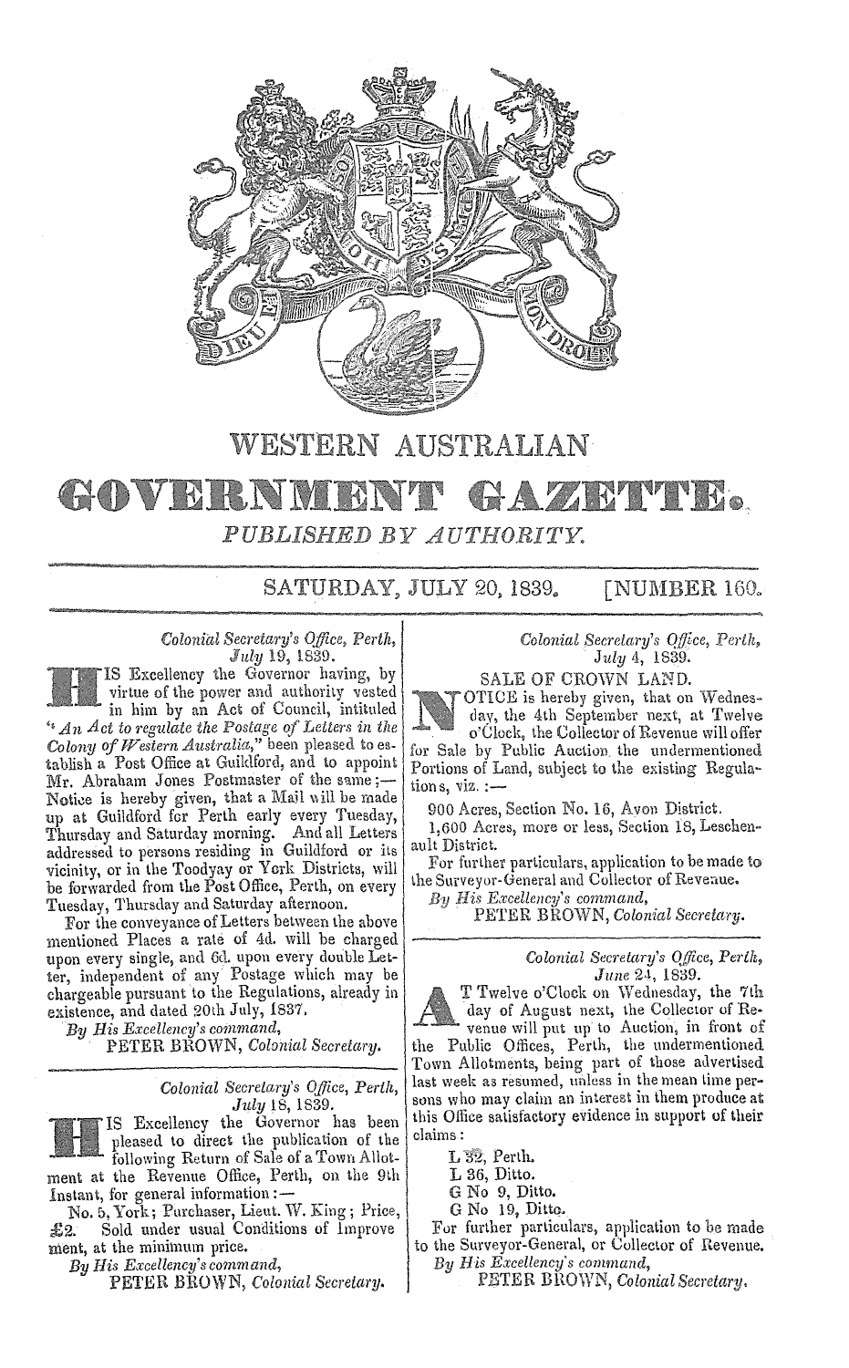# WESTERN AUSTRALIAN

# GOVERNMENT GAZETTE.

*PUBLISHED BY AUTHORITY.*

SATURDAY, JULY 20, 1839. [NUMBER 160.

---

*Colonial Secretary's Office, Perth,*
*July 19, 1839.*

HIS Excellency the Governor having, by virtue of the power and authority vested in him by an Act of Council, intituled "*An Act to regulate the Postage of Letters in the Colony of Western Australia,*" been pleased to establish a Post Office at Guildford, and to appoint Mr. Abraham Jones Postmaster of the same;— Notice is hereby given, that a Mail will be made up at Guildford for Perth early every Tuesday, Thursday and Saturday morning. And all Letters addressed to persons residing in Guildford or its vicinity, or in the Toodyay or York Districts, will be forwarded from the Post Office, Perth, on every Tuesday, Thursday and Saturday afternoon.

For the conveyance of Letters between the above mentioned Places a rate of 4d. will be charged upon every single, and 6d. upon every double Letter, independent of any Postage which may be chargeable pursuant to the Regulations, already in existence, and dated 20th July, 1837.

*By His Excellency's command,*
PETER BROWN, *Colonial Secretary.*

---

*Colonial Secretary's Office, Perth,*
*July 18, 1839.*

HIS Excellency the Governor has been pleased to direct the publication of the following Return of Sale of a Town Allotment at the Revenue Office, Perth, on the 9th Instant, for general information:—

No. 5, York; Purchaser, Lieut. W. King; Price, £2. Sold under usual Conditions of Improvement, at the minimum price.

*By His Excellency's command,*
PETER BROWN, *Colonial Secretary.*

---

*Colonial Secretary's Office, Perth,*
*July 4, 1839.*

SALE OF CROWN LAND.

NOTICE is hereby given, that on Wednesday, the 4th September next, at Twelve o'Clock, the Collector of Revenue will offer for Sale by Public Auction the undermentioned Portions of Land, subject to the existing Regulations, viz.:—

900 Acres, Section No. 16, Avon District.
1,600 Acres, more or less, Section 18, Leschenault District.

For further particulars, application to be made to the Surveyor-General and Collector of Revenue.

*By His Excellency's command,*
PETER BROWN, *Colonial Secretary.*

---

*Colonial Secretary's Office, Perth,*
*June 24, 1839.*

AT Twelve o'Clock on Wednesday, the 7th day of August next, the Collector of Revenue will put up to Auction, in front of the Public Offices, Perth, the undermentioned Town Allotments, being part of those advertised last week as resumed, unless in the mean time persons who may claim an interest in them produce at this Office satisfactory evidence in support of their claims:

L 32, Perth.
L 36, Ditto.
G No 9, Ditto.
G No 19, Ditto.

For further particulars, application to be made to the Surveyor-General, or Collector of Revenue.

*By His Excellency's command,*
PETER BROWN, *Colonial Secretary.*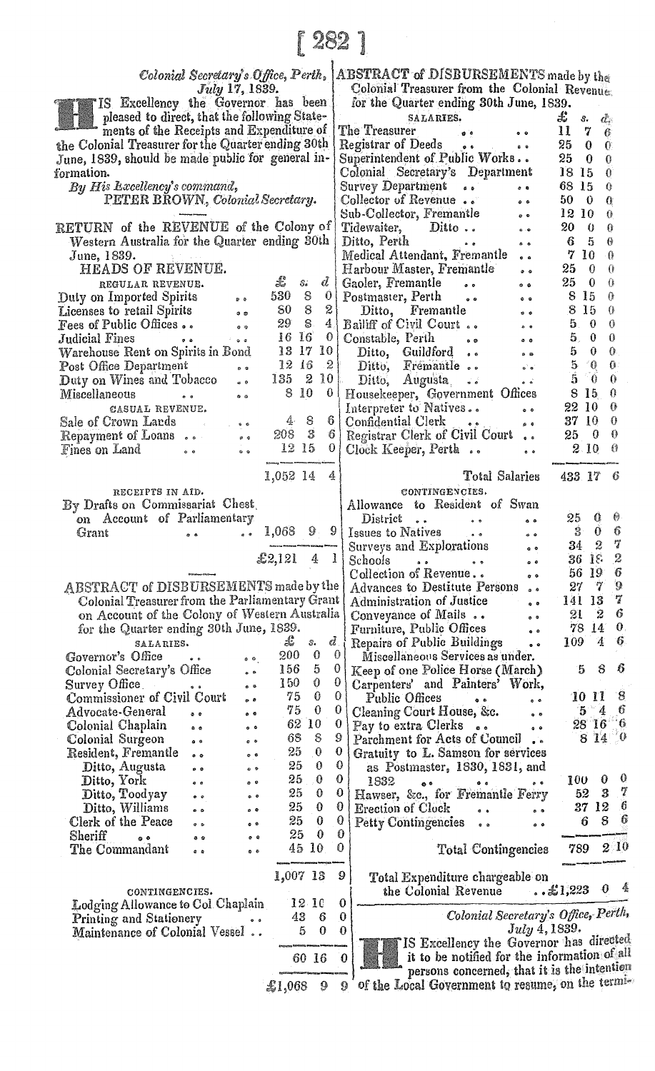*Colonial Secretary's Office, Perth,*
*July 17, 1839.*

HIS Excellency the Governor has been pleased to direct, that the following Statements of the Receipts and Expenditure of the Colonial Treasurer for the Quarter ending 30th June, 1839, should be made public for general information.

By His Excellency's command,
PETER BROWN, *Colonial Secretary.*

---

RETURN of the REVENUE of the Colony of Western Australia for the Quarter ending 30th June, 1839.

| HEADS OF REVENUE. | £ | s. | d. |
|---|---|---|---|
| REGULAR REVENUE. | | | |
| Duty on Imported Spirits | 530 | 8 | 0 |
| Licenses to retail Spirits | 80 | 8 | 2 |
| Fees of Public Offices | 29 | 8 | 4 |
| Judicial Fines | 16 | 16 | 0 |
| Warehouse Rent on Spirits in Bond | 13 | 17 | 10 |
| Post Office Department | 12 | 16 | 2 |
| Duty on Wines and Tobacco | 135 | 2 | 10 |
| Miscellaneous | 8 | 10 | 0 |
| CASUAL REVENUE. | | | |
| Sale of Crown Lands | 4 | 8 | 6 |
| Repayment of Loans | 208 | 3 | 6 |
| Fines on Land | 12 | 15 | 0 |
| | 1,052 | 14 | 4 |
| RECEIPTS IN AID. | | | |
| By Drafts on Commissariat Chest on Account of Parliamentary Grant | 1,068 | 9 | 9 |
| | £2,121 | 4 | 1 |

---

ABSTRACT of DISBURSEMENTS made by the Colonial Treasurer from the Parliamentary Grant on Account of the Colony of Western Australia for the Quarter ending 30th June, 1839.

| SALARIES. | £ | s. | d. |
|---|---|---|---|
| Governor's Office | 200 | 0 | 0 |
| Colonial Secretary's Office | 156 | 5 | 0 |
| Survey Office | 150 | 0 | 0 |
| Commissioner of Civil Court | 75 | 0 | 0 |
| Advocate-General | 75 | 0 | 0 |
| Colonial Chaplain | 62 | 10 | 0 |
| Colonial Surgeon | 68 | 8 | 9 |
| Resident, Fremantle | 25 | 0 | 0 |
| Ditto, Augusta | 25 | 0 | 0 |
| Ditto, York | 25 | 0 | 0 |
| Ditto, Toodyay | 25 | 0 | 0 |
| Ditto, Williams | 25 | 0 | 0 |
| Clerk of the Peace | 25 | 0 | 0 |
| Sheriff | 25 | 0 | 0 |
| The Commandant | 45 | 10 | 0 |
| | 1,007 | 13 | 9 |
| CONTINGENCIES. | | | |
| Lodging Allowance to Col. Chaplain | 12 | 10 | 0 |
| Printing and Stationery | 43 | 6 | 0 |
| Maintenance of Colonial Vessel | 5 | 0 | 0 |
| | 60 | 16 | 0 |
| | £1,068 | 9 | 9 |

---

ABSTRACT of DISBURSEMENTS made by the Colonial Treasurer from the Colonial Revenue for the Quarter ending 30th June, 1839.

| SALARIES. | £ | s. | d. |
|---|---|---|---|
| The Treasurer | 11 | 7 | 6 |
| Registrar of Deeds | 25 | 0 | 0 |
| Superintendent of Public Works | 25 | 0 | 0 |
| Colonial Secretary's Department | 18 | 15 | 0 |
| Survey Department | 68 | 15 | 0 |
| Collector of Revenue | 50 | 0 | 0 |
| Sub-Collector, Fremantle | 12 | 10 | 0 |
| Tidewaiter, Ditto | 20 | 0 | 0 |
| Ditto, Perth | 6 | 5 | 0 |
| Medical Attendant, Fremantle | 7 | 10 | 0 |
| Harbour Master, Fremantle | 25 | 0 | 0 |
| Gaoler, Fremantle | 25 | 0 | 0 |
| Postmaster, Perth | 8 | 15 | 0 |
| Ditto, Fremantle | 8 | 15 | 0 |
| Bailiff of Civil Court | 5 | 0 | 0 |
| Constable, Perth | 5 | 0 | 0 |
| Ditto, Guildford | 5 | 0 | 0 |
| Ditto, Fremantle | 5 | 0 | 0 |
| Ditto, Augusta | 5 | 0 | 0 |
| Housekeeper, Government Offices | 8 | 15 | 0 |
| Interpreter to Natives | 22 | 10 | 0 |
| Confidential Clerk | 37 | 10 | 0 |
| Registrar Clerk of Civil Court | 25 | 0 | 0 |
| Clock Keeper, Perth | 2 | 10 | 0 |
| Total Salaries | 433 | 17 | 6 |
| CONTINGENCIES. | | | |
| Allowance to Resident of Swan District | 25 | 0 | 0 |
| Issues to Natives | 3 | 0 | 6 |
| Surveys and Explorations | 34 | 2 | 7 |
| Schools | 36 | 18 | 2 |
| Collection of Revenue | 56 | 19 | 6 |
| Advances to Destitute Persons | 27 | 7 | 9 |
| Administration of Justice | 141 | 13 | 7 |
| Conveyance of Mails | 21 | 2 | 6 |
| Furniture, Public Offices | 78 | 14 | 0 |
| Repairs of Public Buildings | 109 | 4 | 6 |
| Miscellaneous Services as under. | | | |
| Keep of one Police Horse (March) | 5 | 8 | 6 |
| Carpenters' and Painters' Work, Public Offices | 10 | 11 | 8 |
| Cleaning Court House, &c. | 5 | 4 | 6 |
| Pay to extra Clerks | 28 | 16 | 6 |
| Parchment for Acts of Council | 8 | 14 | 0 |
| Gratuity to L. Samson for services as Postmaster, 1830, 1831, and 1832 | 100 | 0 | 0 |
| Hawser, &c., for Fremantle Ferry | 52 | 3 | 7 |
| Erection of Clock | 37 | 12 | 6 |
| Petty Contingencies | 6 | 8 | 6 |
| Total Contingencies | 789 | 2 | 10 |
| Total Expenditure chargeable on the Colonial Revenue | £1,223 | 0 | 4 |

---

*Colonial Secretary's Office, Perth,*
*July 4, 1839.*

HIS Excellency the Governor has directed it to be notified for the information of all persons concerned, that it is the intention of the Local Government to resume, on the termi-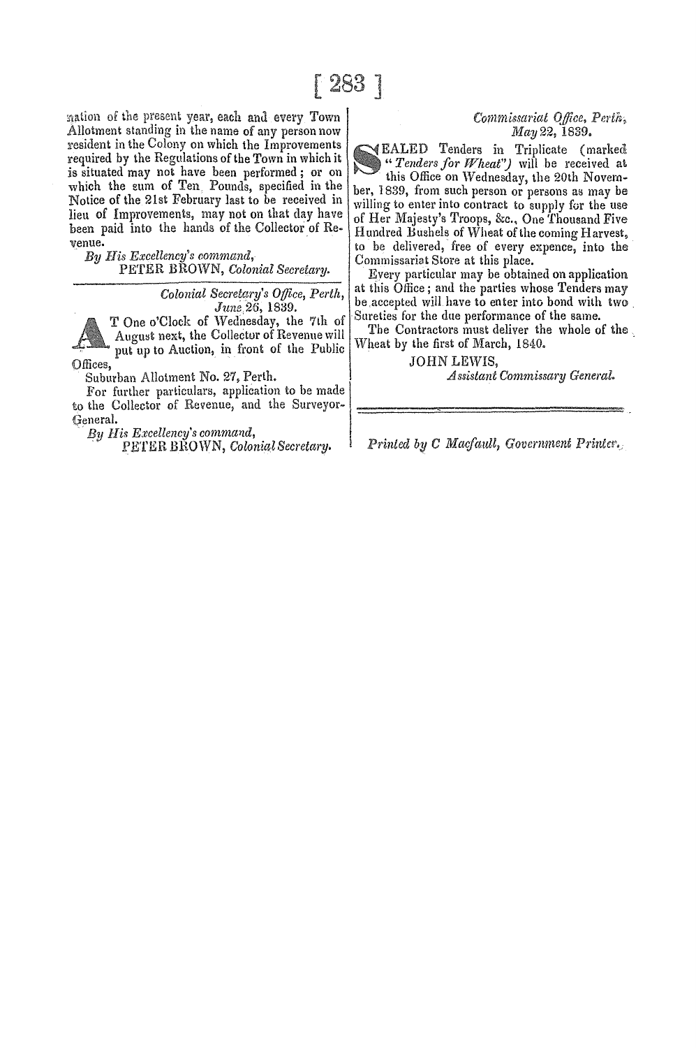nation of the present year, each and every Town Allotment standing in the name of any person now resident in the Colony on which the Improvements required by the Regulations of the Town in which it is situated may not have been performed; or on which the sum of Ten Pounds, specified in the Notice of the 21st February last to be received in lieu of Improvements, may not on that day have been paid into the hands of the Collector of Revenue.

*By His Excellency's command,*
PETER BROWN, *Colonial Secretary.*

---

*Colonial Secretary's Office, Perth,*
*June 26, 1839.*

AT One o'Clock of Wednesday, the 7th of August next, the Collector of Revenue will put up to Auction, in front of the Public Offices,

Suburban Allotment No. 27, Perth.

For further particulars, application to be made to the Collector of Revenue, and the Surveyor-General.

*By His Excellency's command,*
PETER BROWN, *Colonial Secretary.*

---

*Commissariat Office, Perth,*
*May 22, 1839.*

SEALED Tenders in Triplicate (marked "*Tenders for Wheat*") will be received at this Office on Wednesday, the 20th November, 1839, from such person or persons as may be willing to enter into contract to supply for the use of Her Majesty's Troops, &c., One Thousand Five Hundred Bushels of Wheat of the coming Harvest, to be delivered, free of every expence, into the Commissariat Store at this place.

Every particular may be obtained on application at this Office; and the parties whose Tenders may be accepted will have to enter into bond with two Sureties for the due performance of the same.

The Contractors must deliver the whole of the Wheat by the first of March, 1840.

JOHN LEWIS,
*Assistant Commissary General.*

---

*Printed by C Macfaull, Government Printer.*